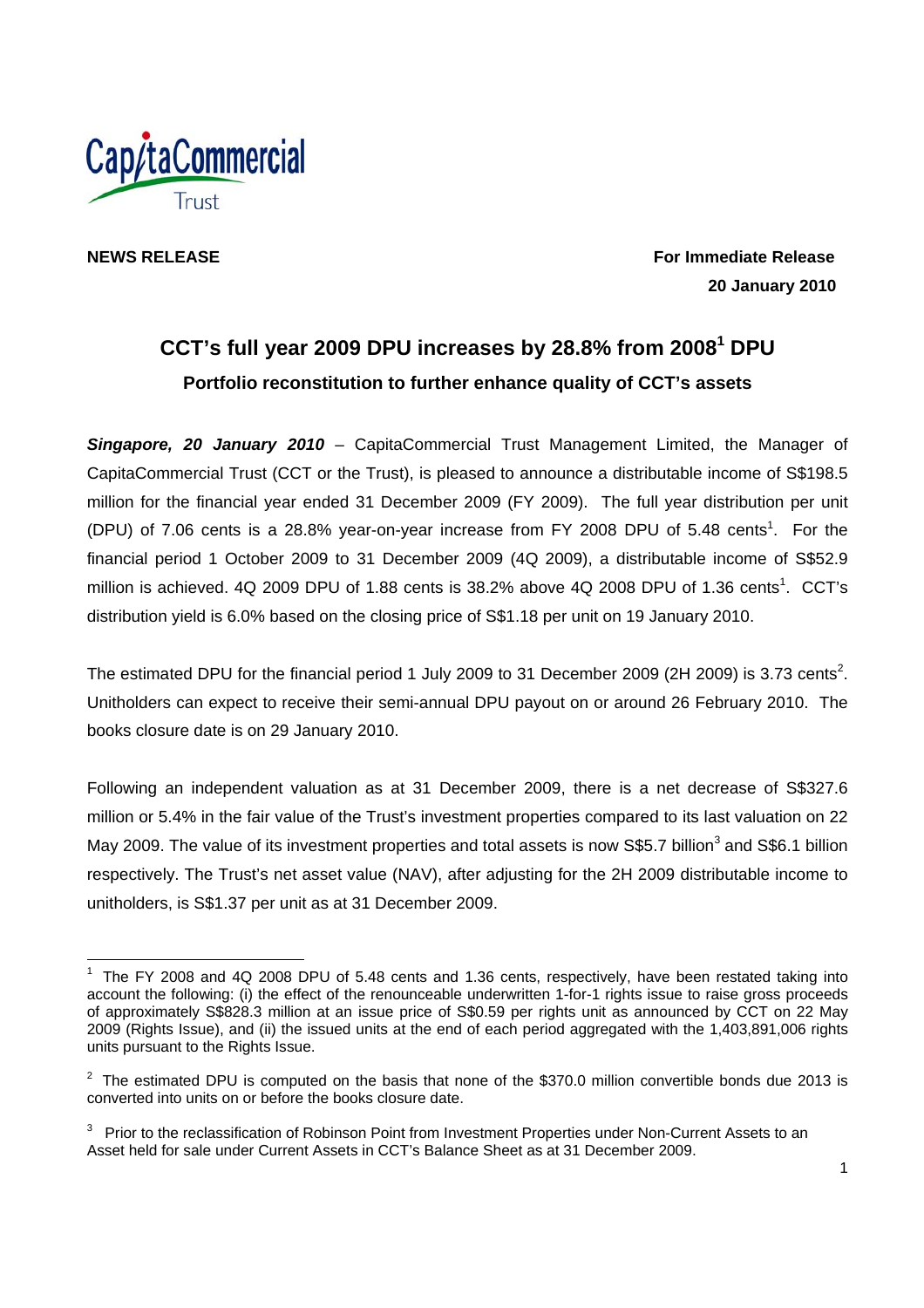CapitaCommercial Trust

**NEWS RELEASE**

**For Immediate Release**
**20 January 2010**

# CCT's full year 2009 DPU increases by 28.8% from 2008[1] DPU

## Portfolio reconstitution to further enhance quality of CCT's assets

***Singapore, 20 January 2010*** – CapitaCommercial Trust Management Limited, the Manager of CapitaCommercial Trust (CCT or the Trust), is pleased to announce a distributable income of S$198.5 million for the financial year ended 31 December 2009 (FY 2009). The full year distribution per unit (DPU) of 7.06 cents is a 28.8% year-on-year increase from FY 2008 DPU of 5.48 cents[1]. For the financial period 1 October 2009 to 31 December 2009 (4Q 2009), a distributable income of S$52.9 million is achieved. 4Q 2009 DPU of 1.88 cents is 38.2% above 4Q 2008 DPU of 1.36 cents[1]. CCT's distribution yield is 6.0% based on the closing price of S$1.18 per unit on 19 January 2010.

The estimated DPU for the financial period 1 July 2009 to 31 December 2009 (2H 2009) is 3.73 cents[2]. Unitholders can expect to receive their semi-annual DPU payout on or around 26 February 2010. The books closure date is on 29 January 2010.

Following an independent valuation as at 31 December 2009, there is a net decrease of S$327.6 million or 5.4% in the fair value of the Trust's investment properties compared to its last valuation on 22 May 2009. The value of its investment properties and total assets is now S$5.7 billion[3] and S$6.1 billion respectively. The Trust's net asset value (NAV), after adjusting for the 2H 2009 distributable income to unitholders, is S$1.37 per unit as at 31 December 2009.

---

[1] The FY 2008 and 4Q 2008 DPU of 5.48 cents and 1.36 cents, respectively, have been restated taking into account the following: (i) the effect of the renounceable underwritten 1-for-1 rights issue to raise gross proceeds of approximately S$828.3 million at an issue price of S$0.59 per rights unit as announced by CCT on 22 May 2009 (Rights Issue), and (ii) the issued units at the end of each period aggregated with the 1,403,891,006 rights units pursuant to the Rights Issue.

[2] The estimated DPU is computed on the basis that none of the $370.0 million convertible bonds due 2013 is converted into units on or before the books closure date.

[3] Prior to the reclassification of Robinson Point from Investment Properties under Non-Current Assets to an Asset held for sale under Current Assets in CCT's Balance Sheet as at 31 December 2009.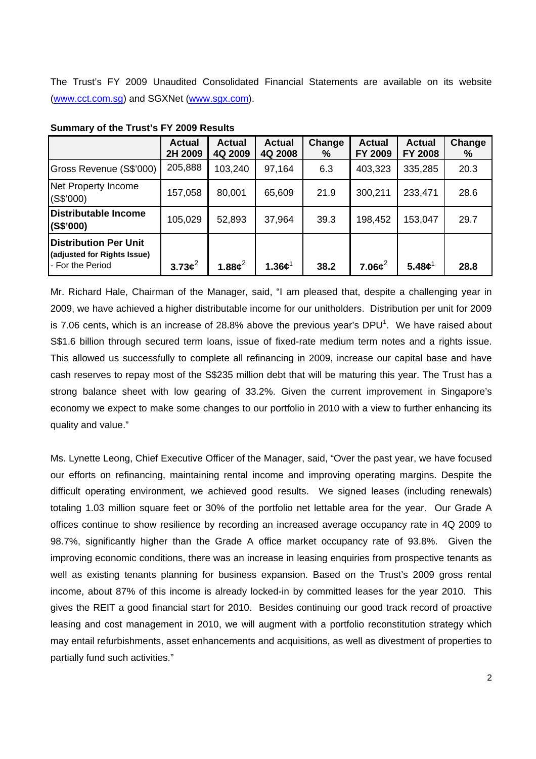The Trust's FY 2009 Unaudited Consolidated Financial Statements are available on its website (www.cct.com.sg) and SGXNet (www.sgx.com).

**Summary of the Trust's FY 2009 Results**

| | Actual 2H 2009 | Actual 4Q 2009 | Actual 4Q 2008 | Change % | Actual FY 2009 | Actual FY 2008 | Change % |
|---|---|---|---|---|---|---|---|
| Gross Revenue (S$'000) | 205,888 | 103,240 | 97,164 | 6.3 | 403,323 | 335,285 | 20.3 |
| Net Property Income (S$'000) | 157,058 | 80,001 | 65,609 | 21.9 | 300,211 | 233,471 | 28.6 |
| **Distributable Income (S$'000)** | 105,029 | 52,893 | 37,964 | 39.3 | 198,452 | 153,047 | 29.7 |
| **Distribution Per Unit** **(adjusted for Rights Issue)** - For the Period | **3.73¢**[2] | **1.88¢**[2] | **1.36¢**[1] | **38.2** | **7.06¢**[2] | **5.48¢**[1] | **28.8** |

Mr. Richard Hale, Chairman of the Manager, said, "I am pleased that, despite a challenging year in 2009, we have achieved a higher distributable income for our unitholders. Distribution per unit for 2009 is 7.06 cents, which is an increase of 28.8% above the previous year's DPU[1]. We have raised about S$1.6 billion through secured term loans, issue of fixed-rate medium term notes and a rights issue. This allowed us successfully to complete all refinancing in 2009, increase our capital base and have cash reserves to repay most of the S$235 million debt that will be maturing this year. The Trust has a strong balance sheet with low gearing of 33.2%. Given the current improvement in Singapore's economy we expect to make some changes to our portfolio in 2010 with a view to further enhancing its quality and value."

Ms. Lynette Leong, Chief Executive Officer of the Manager, said, "Over the past year, we have focused our efforts on refinancing, maintaining rental income and improving operating margins. Despite the difficult operating environment, we achieved good results. We signed leases (including renewals) totaling 1.03 million square feet or 30% of the portfolio net lettable area for the year. Our Grade A offices continue to show resilience by recording an increased average occupancy rate in 4Q 2009 to 98.7%, significantly higher than the Grade A office market occupancy rate of 93.8%. Given the improving economic conditions, there was an increase in leasing enquiries from prospective tenants as well as existing tenants planning for business expansion. Based on the Trust's 2009 gross rental income, about 87% of this income is already locked-in by committed leases for the year 2010. This gives the REIT a good financial start for 2010. Besides continuing our good track record of proactive leasing and cost management in 2010, we will augment with a portfolio reconstitution strategy which may entail refurbishments, asset enhancements and acquisitions, as well as divestment of properties to partially fund such activities."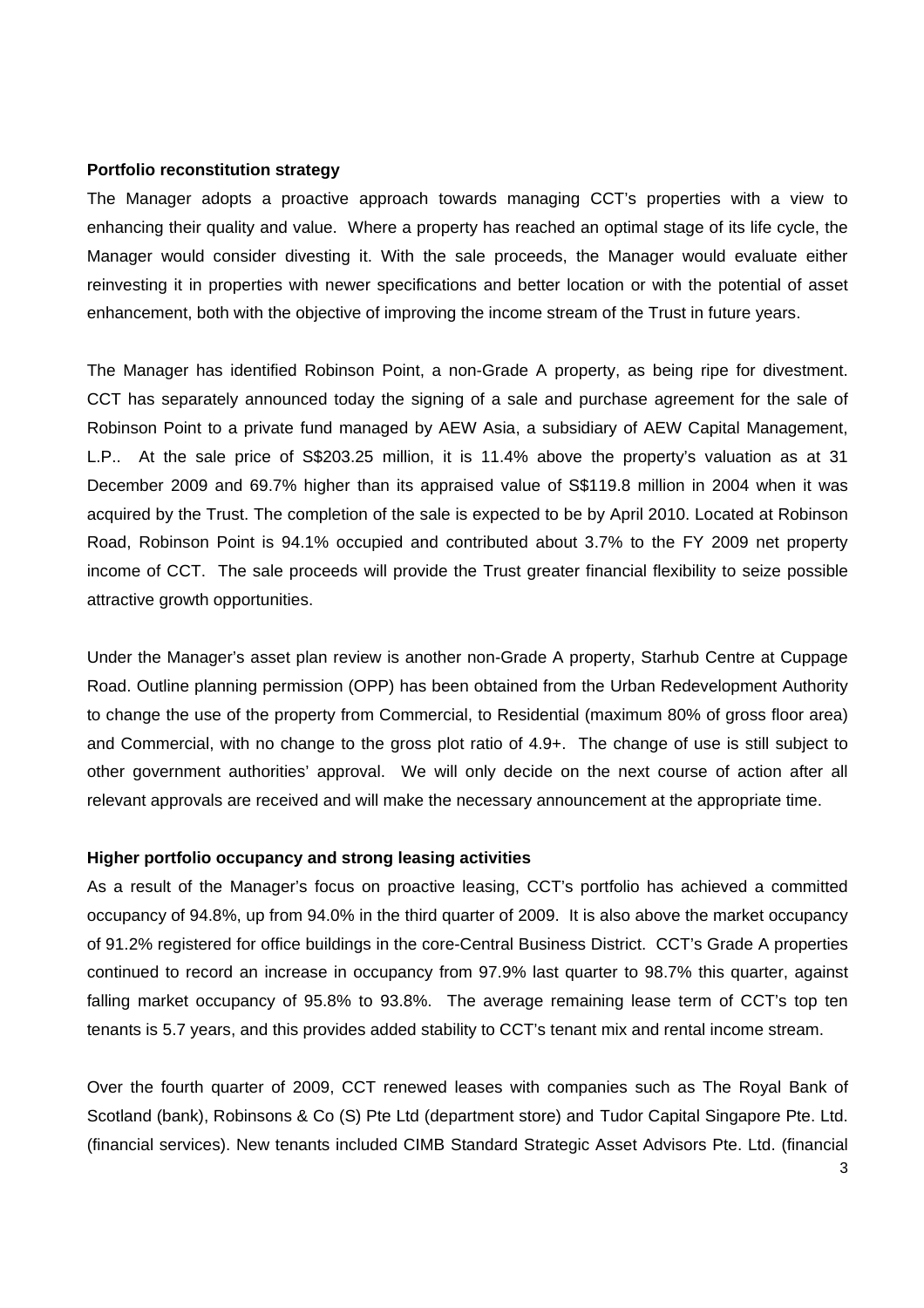**Portfolio reconstitution strategy**

The Manager adopts a proactive approach towards managing CCT's properties with a view to enhancing their quality and value. Where a property has reached an optimal stage of its life cycle, the Manager would consider divesting it. With the sale proceeds, the Manager would evaluate either reinvesting it in properties with newer specifications and better location or with the potential of asset enhancement, both with the objective of improving the income stream of the Trust in future years.

The Manager has identified Robinson Point, a non-Grade A property, as being ripe for divestment. CCT has separately announced today the signing of a sale and purchase agreement for the sale of Robinson Point to a private fund managed by AEW Asia, a subsidiary of AEW Capital Management, L.P.. At the sale price of S$203.25 million, it is 11.4% above the property's valuation as at 31 December 2009 and 69.7% higher than its appraised value of S$119.8 million in 2004 when it was acquired by the Trust. The completion of the sale is expected to be by April 2010. Located at Robinson Road, Robinson Point is 94.1% occupied and contributed about 3.7% to the FY 2009 net property income of CCT. The sale proceeds will provide the Trust greater financial flexibility to seize possible attractive growth opportunities.

Under the Manager's asset plan review is another non-Grade A property, Starhub Centre at Cuppage Road. Outline planning permission (OPP) has been obtained from the Urban Redevelopment Authority to change the use of the property from Commercial, to Residential (maximum 80% of gross floor area) and Commercial, with no change to the gross plot ratio of 4.9+. The change of use is still subject to other government authorities' approval. We will only decide on the next course of action after all relevant approvals are received and will make the necessary announcement at the appropriate time.

**Higher portfolio occupancy and strong leasing activities**

As a result of the Manager's focus on proactive leasing, CCT's portfolio has achieved a committed occupancy of 94.8%, up from 94.0% in the third quarter of 2009. It is also above the market occupancy of 91.2% registered for office buildings in the core-Central Business District. CCT's Grade A properties continued to record an increase in occupancy from 97.9% last quarter to 98.7% this quarter, against falling market occupancy of 95.8% to 93.8%. The average remaining lease term of CCT's top ten tenants is 5.7 years, and this provides added stability to CCT's tenant mix and rental income stream.

Over the fourth quarter of 2009, CCT renewed leases with companies such as The Royal Bank of Scotland (bank), Robinsons & Co (S) Pte Ltd (department store) and Tudor Capital Singapore Pte. Ltd. (financial services). New tenants included CIMB Standard Strategic Asset Advisors Pte. Ltd. (financial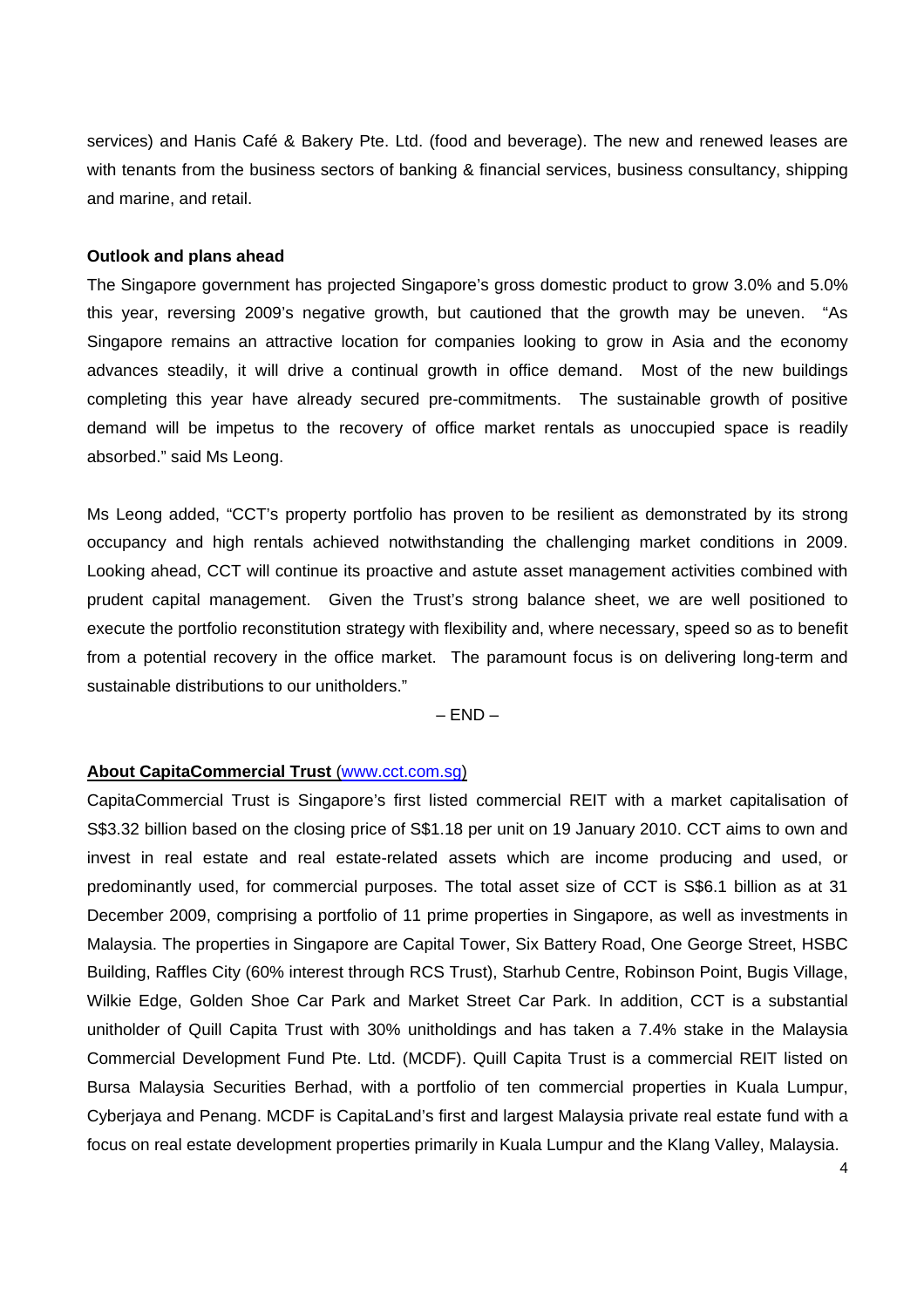services) and Hanis Café & Bakery Pte. Ltd. (food and beverage). The new and renewed leases are with tenants from the business sectors of banking & financial services, business consultancy, shipping and marine, and retail.

**Outlook and plans ahead**

The Singapore government has projected Singapore's gross domestic product to grow 3.0% and 5.0% this year, reversing 2009's negative growth, but cautioned that the growth may be uneven. "As Singapore remains an attractive location for companies looking to grow in Asia and the economy advances steadily, it will drive a continual growth in office demand. Most of the new buildings completing this year have already secured pre-commitments. The sustainable growth of positive demand will be impetus to the recovery of office market rentals as unoccupied space is readily absorbed." said Ms Leong.

Ms Leong added, "CCT's property portfolio has proven to be resilient as demonstrated by its strong occupancy and high rentals achieved notwithstanding the challenging market conditions in 2009. Looking ahead, CCT will continue its proactive and astute asset management activities combined with prudent capital management. Given the Trust's strong balance sheet, we are well positioned to execute the portfolio reconstitution strategy with flexibility and, where necessary, speed so as to benefit from a potential recovery in the office market. The paramount focus is on delivering long-term and sustainable distributions to our unitholders."

– END –

**About CapitaCommercial Trust** (www.cct.com.sg)

CapitaCommercial Trust is Singapore's first listed commercial REIT with a market capitalisation of S$3.32 billion based on the closing price of S$1.18 per unit on 19 January 2010. CCT aims to own and invest in real estate and real estate-related assets which are income producing and used, or predominantly used, for commercial purposes. The total asset size of CCT is S$6.1 billion as at 31 December 2009, comprising a portfolio of 11 prime properties in Singapore, as well as investments in Malaysia. The properties in Singapore are Capital Tower, Six Battery Road, One George Street, HSBC Building, Raffles City (60% interest through RCS Trust), Starhub Centre, Robinson Point, Bugis Village, Wilkie Edge, Golden Shoe Car Park and Market Street Car Park. In addition, CCT is a substantial unitholder of Quill Capita Trust with 30% unitholdings and has taken a 7.4% stake in the Malaysia Commercial Development Fund Pte. Ltd. (MCDF). Quill Capita Trust is a commercial REIT listed on Bursa Malaysia Securities Berhad, with a portfolio of ten commercial properties in Kuala Lumpur, Cyberjaya and Penang. MCDF is CapitaLand's first and largest Malaysia private real estate fund with a focus on real estate development properties primarily in Kuala Lumpur and the Klang Valley, Malaysia.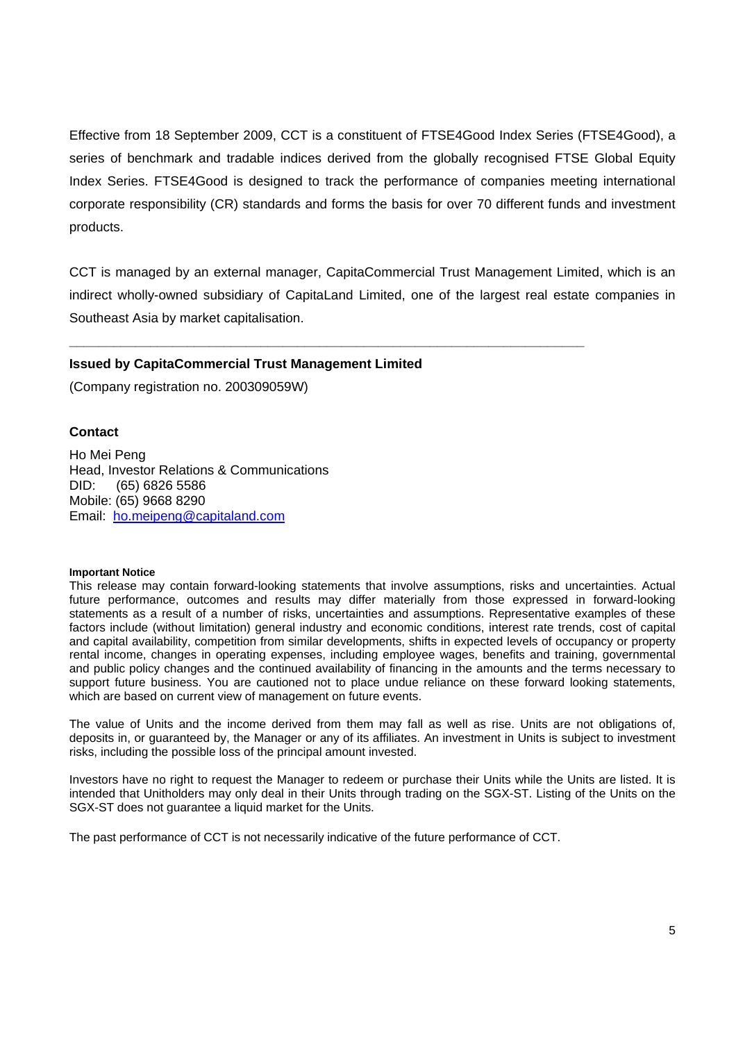Effective from 18 September 2009, CCT is a constituent of FTSE4Good Index Series (FTSE4Good), a series of benchmark and tradable indices derived from the globally recognised FTSE Global Equity Index Series. FTSE4Good is designed to track the performance of companies meeting international corporate responsibility (CR) standards and forms the basis for over 70 different funds and investment products.

CCT is managed by an external manager, CapitaCommercial Trust Management Limited, which is an indirect wholly-owned subsidiary of CapitaLand Limited, one of the largest real estate companies in Southeast Asia by market capitalisation.

---

**Issued by CapitaCommercial Trust Management Limited**

(Company registration no. 200309059W)

**Contact**

Ho Mei Peng
Head, Investor Relations & Communications
DID: (65) 6826 5586
Mobile: (65) 9668 8290
Email: ho.meipeng@capitaland.com

**Important Notice**

This release may contain forward-looking statements that involve assumptions, risks and uncertainties. Actual future performance, outcomes and results may differ materially from those expressed in forward-looking statements as a result of a number of risks, uncertainties and assumptions. Representative examples of these factors include (without limitation) general industry and economic conditions, interest rate trends, cost of capital and capital availability, competition from similar developments, shifts in expected levels of occupancy or property rental income, changes in operating expenses, including employee wages, benefits and training, governmental and public policy changes and the continued availability of financing in the amounts and the terms necessary to support future business. You are cautioned not to place undue reliance on these forward looking statements, which are based on current view of management on future events.

The value of Units and the income derived from them may fall as well as rise. Units are not obligations of, deposits in, or guaranteed by, the Manager or any of its affiliates. An investment in Units is subject to investment risks, including the possible loss of the principal amount invested.

Investors have no right to request the Manager to redeem or purchase their Units while the Units are listed. It is intended that Unitholders may only deal in their Units through trading on the SGX-ST. Listing of the Units on the SGX-ST does not guarantee a liquid market for the Units.

The past performance of CCT is not necessarily indicative of the future performance of CCT.